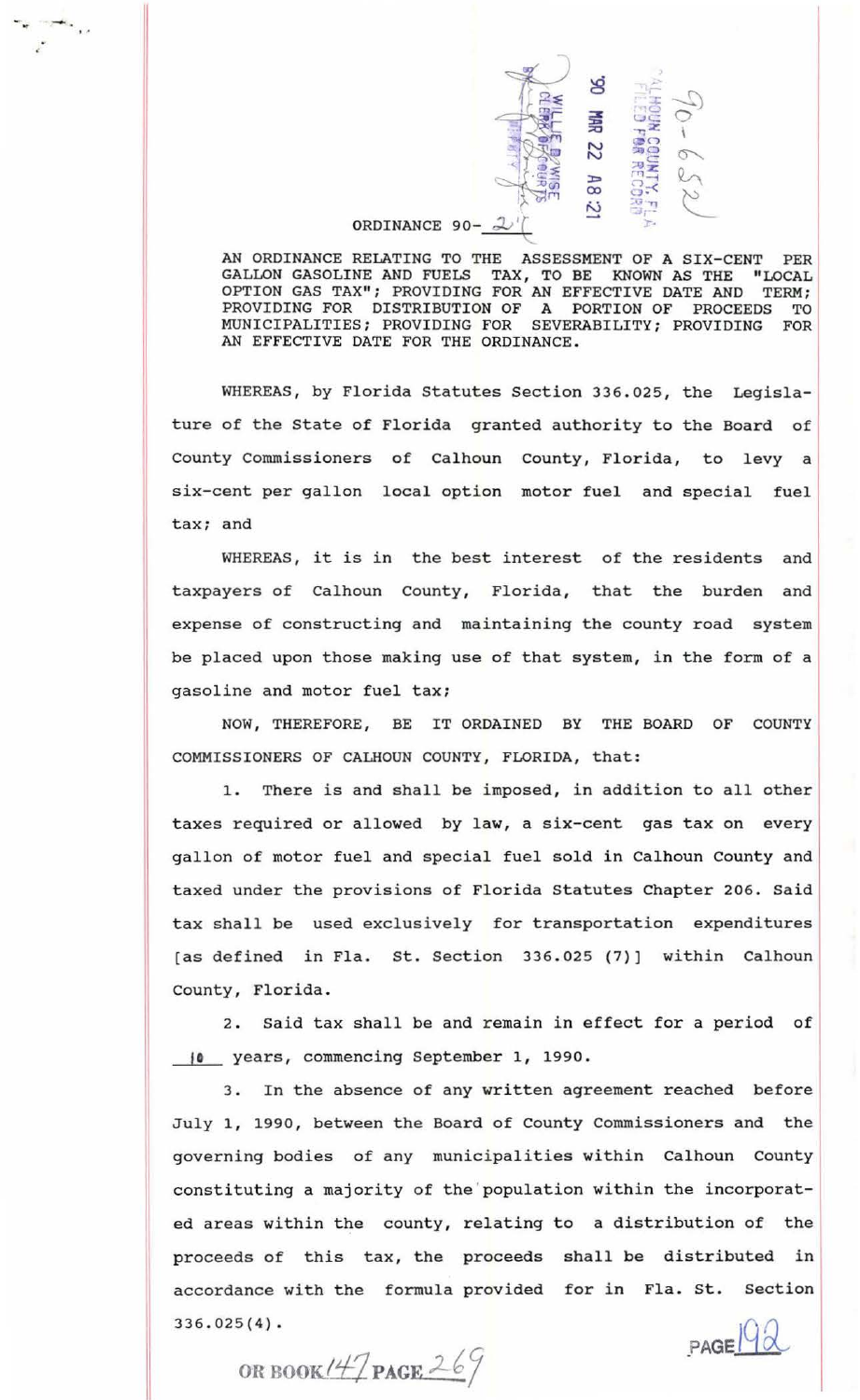ORDINANCE 90-2

AN ORDINANCE RELATING TO THE ASSESSMENT OF A SIX-CENT PER GALLON GASOLINE AND FUELS TAX, TO BE KNOWN AS THE "LOCAL OPTION GAS TAX"; PROVIDING FOR AN EFFECTIVE DATE AND TERM; PROVIDING FOR DISTRIBUTION OF A PORTION OF PROCEEDS TO MUNICIPALITIES; PROVIDING FOR SEVERABILITY; PROVIDING FOR AN EFFECTIVE DATE FOR THE ORDINANCE.

WHEREAS, by Florida Statutes Section 336.025, the Legislature of the State of Florida granted authority to the Board of County Commissioners of Calhoun County, Florida, to levy a six-cent per gallon local option motor fuel and special fuel tax; and

WHEREAS, it is in the best interest of the residents and taxpayers of Calhoun County, Florida, that the burden and expense of constructing and maintaining the county road system be placed upon those making use of that system, in the form of a gasoline and motor fuel tax;

NOW, THEREFORE, BE IT ORDAINED BY THE BOARD OF COUNTY COMMISSIONERS OF CALHOUN COUNTY, FLORIDA, that:

1. There is and shall be imposed, in addition to all other taxes required or allowed by law, a six-cent gas tax on every gallon of motor fuel and special fuel sold in Calhoun County and taxed under the provisions of Florida Statutes Chapter 206. Said tax shall be used exclusively for transportation expenditures [as defined in Fla. St. Section 336.025 (7)] within Calhoun County, Florida.

2. Said tax shall be and remain in effect for a period of 10 years, commencing September 1, 1990.

3. In the absence of any written agreement reached before July 1, 1990, between the Board of County Commissioners and the governing bodies of any municipalities within Calhoun County constituting a majority of the population within the incorporated areas within the county, relating to a distribution of the proceeds of this tax, the proceeds shall be distributed in accordance with the formula provided for in Fla. St. Section 336.025(4).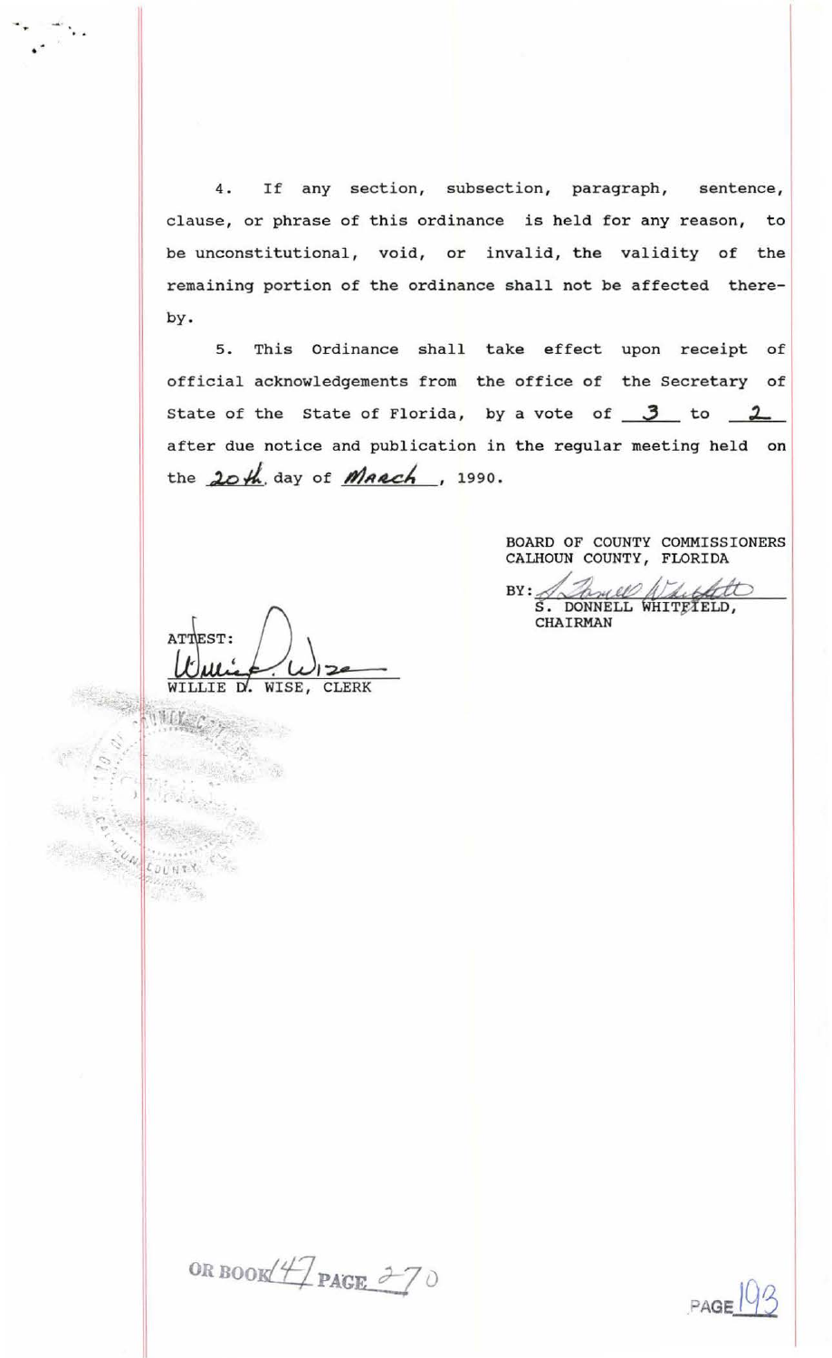4. If any section, subsection, paragraph, sentence, clause, or phrase of this ordinance is held for any reason, to be unconstitutional, void, or invalid, the validity of the remaining portion of the ordinance shall not be affected thereby.

5. This Ordinance shall take effect upon receipt of official acknowledgements from the office of the Secretary of State of the State of Florida, by a vote of 3 to 2 after due notice and publication in the regular meeting held on the 20th day of March, 1990.

BOARD OF COUNTY COMMISSIONERS
CALHOUN COUNTY, FLORIDA

BY: S. Donnell Whitfield
S. DONNELL WHITFIELD,
CHAIRMAN

ATTEST:
Willie D. Wise
WILLIE D. WISE, CLERK

OR BOOK 47 PAGE 270